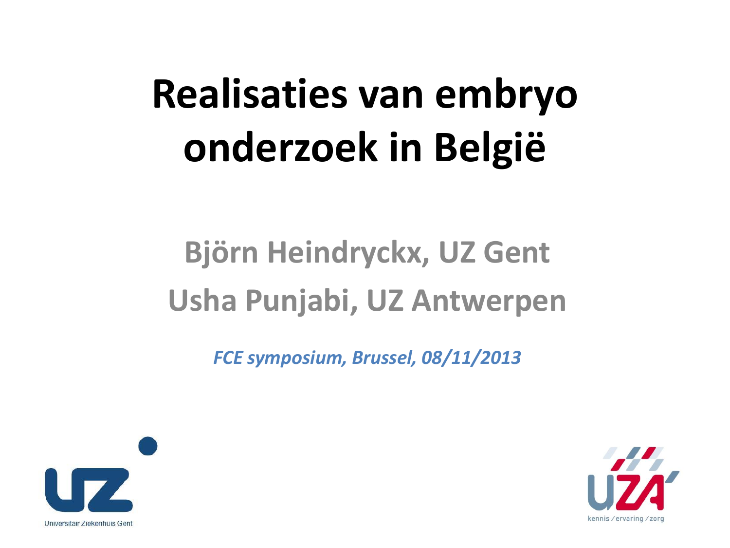# Realisaties van embryo onderzoek in België

## Björn Heindryckx, UZ Gent
## Usha Punjabi, UZ Antwerpen

*FCE symposium, Brussel, 08/11/2013*

Universitair Ziekenhuis Gent

kennis / ervaring / zorg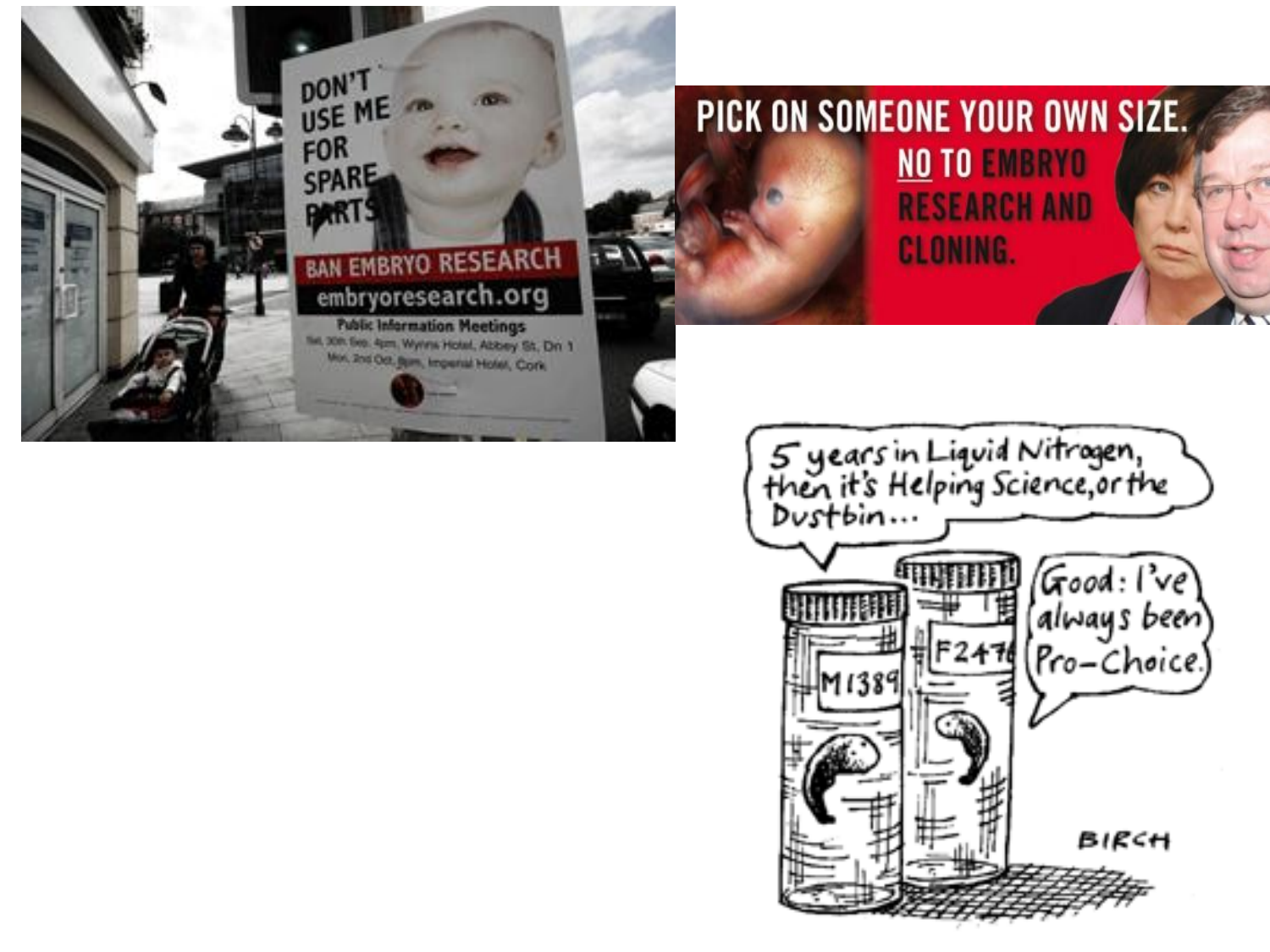DON'T USE ME FOR SPARE PARTS

BAN EMBRYO RESEARCH

embryoresearch.org

Public Information Meetings

PICK ON SOMEONE YOUR OWN SIZE.

NO TO EMBRYO RESEARCH AND CLONING.

5 years in Liquid Nitrogen, then it's Helping Science, or the Dustbin...

Good: I've always been Pro-Choice.

M1389

F2476

BIRCH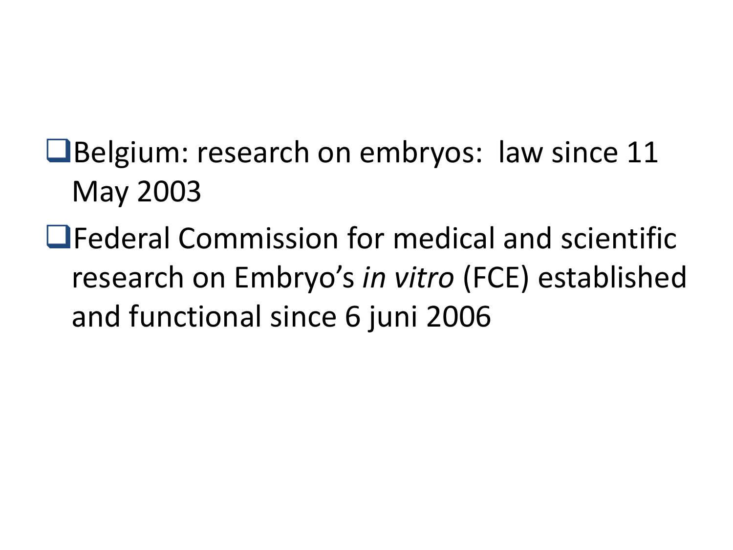- Belgium: research on embryos: law since 11 May 2003
- Federal Commission for medical and scientific research on Embryo’s *in vitro* (FCE) established and functional since 6 juni 2006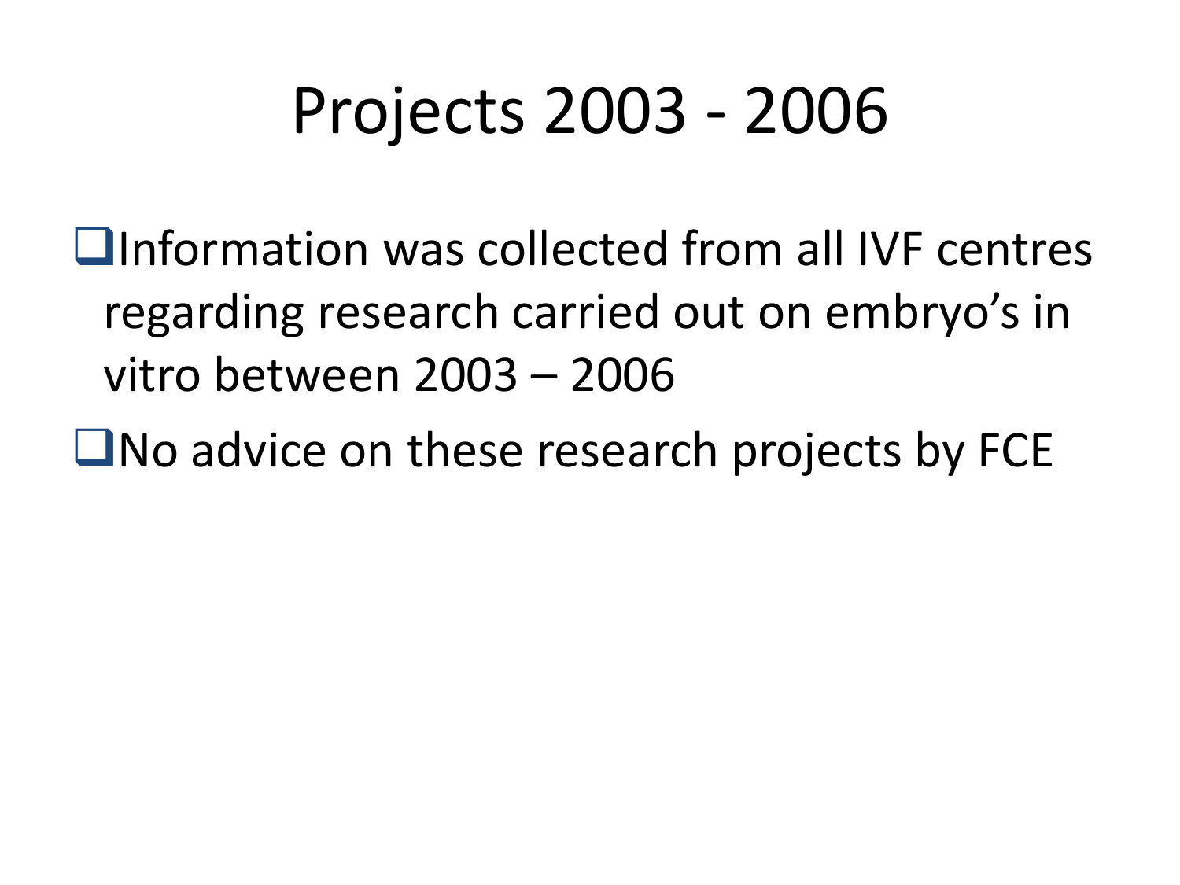# Projects 2003 - 2006

- Information was collected from all IVF centres regarding research carried out on embryo's in vitro between 2003 – 2006
- No advice on these research projects by FCE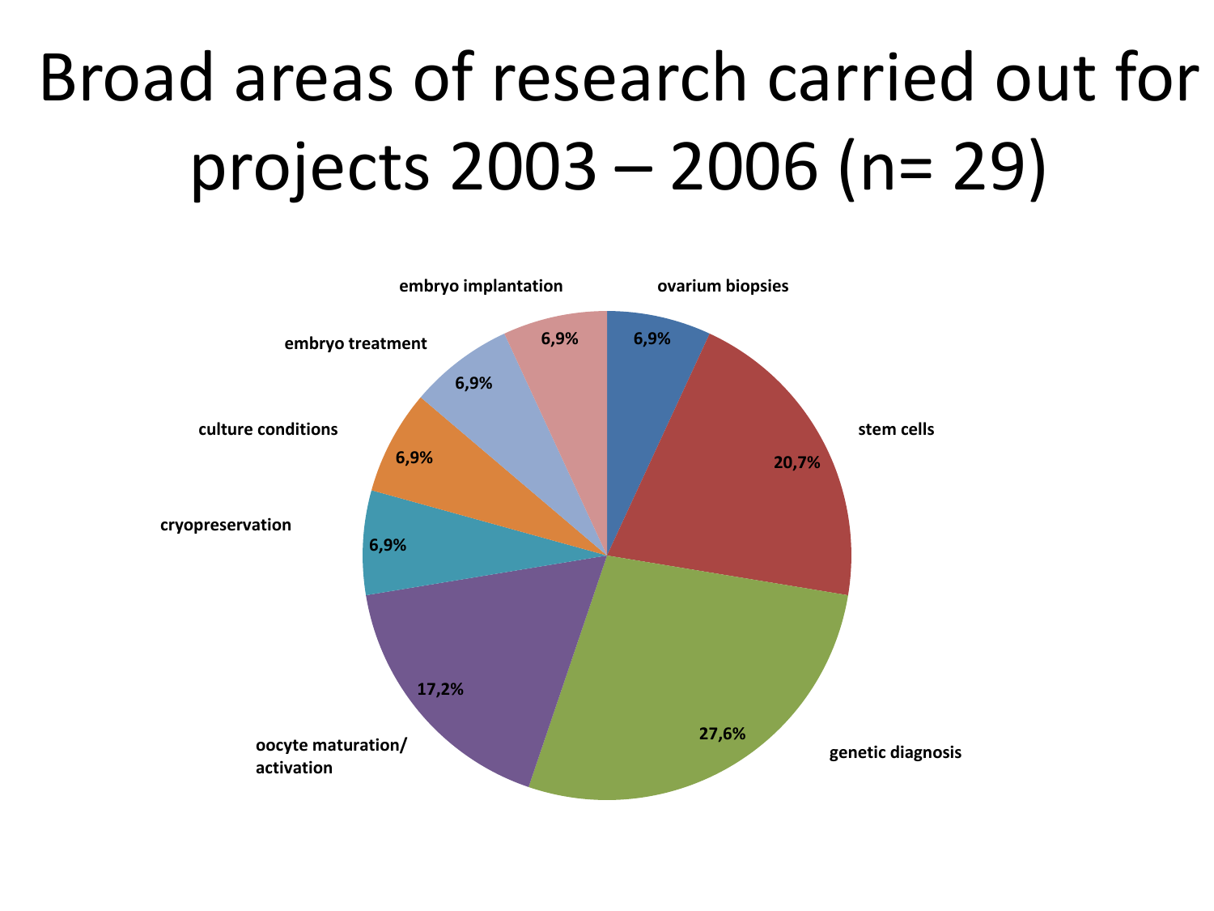# Broad areas of research carried out for projects 2003 – 2006 (n= 29)

| Research area | Share |
| --- | --- |
| ovarium biopsies | 6,9% |
| stem cells | 20,7% |
| genetic diagnosis | 27,6% |
| oocyte maturation/ activation | 17,2% |
| cryopreservation | 6,9% |
| culture conditions | 6,9% |
| embryo treatment | 6,9% |
| embryo implantation | 6,9% |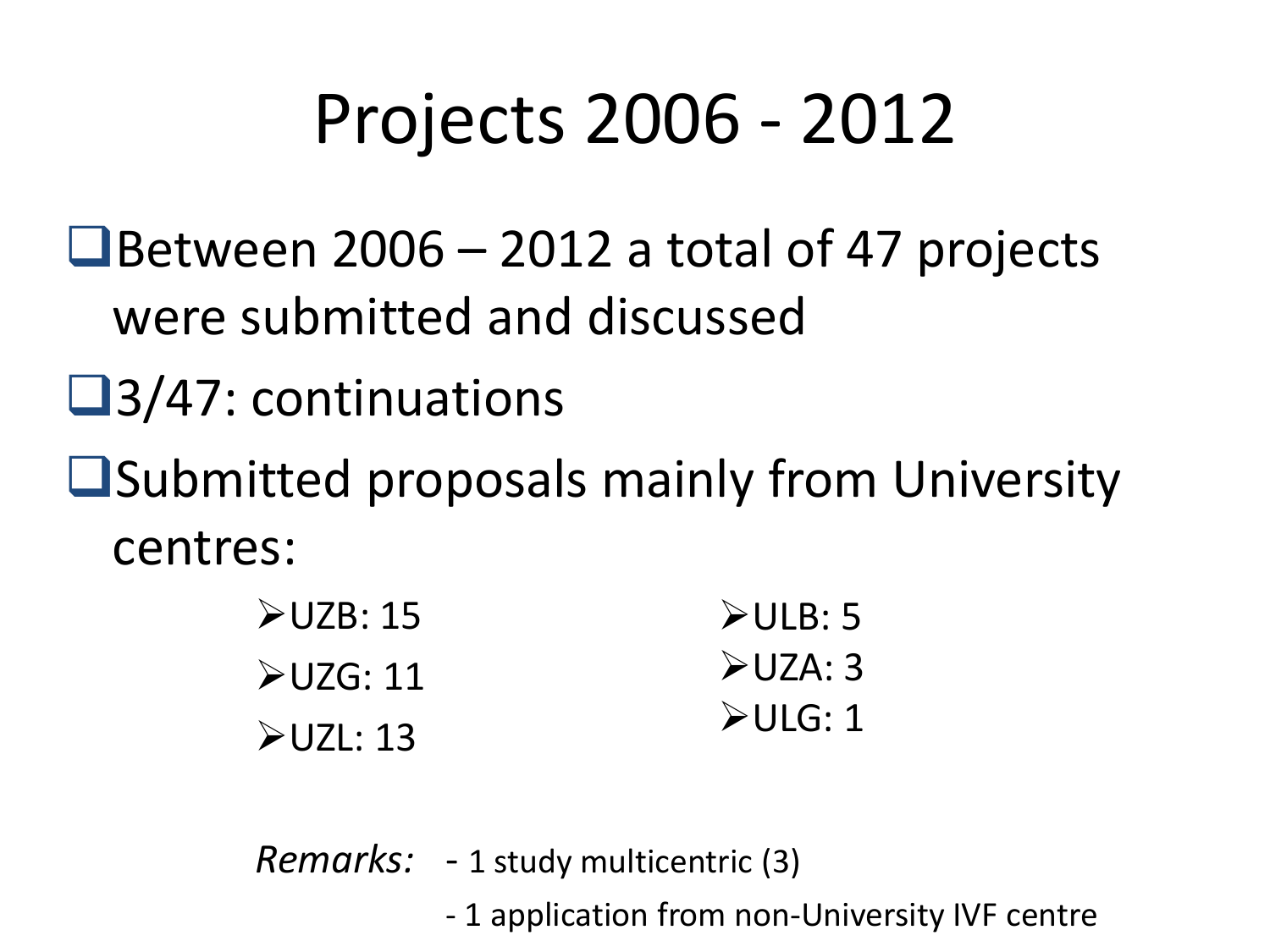# Projects 2006 - 2012

- Between 2006 – 2012 a total of 47 projects were submitted and discussed
- 3/47: continuations
- Submitted proposals mainly from University centres:
  - UZB: 15
  - UZG: 11
  - UZL: 13
  - ULB: 5
  - UZA: 3
  - ULG: 1

*Remarks:*
- 1 study multicentric (3)
- 1 application from non-University IVF centre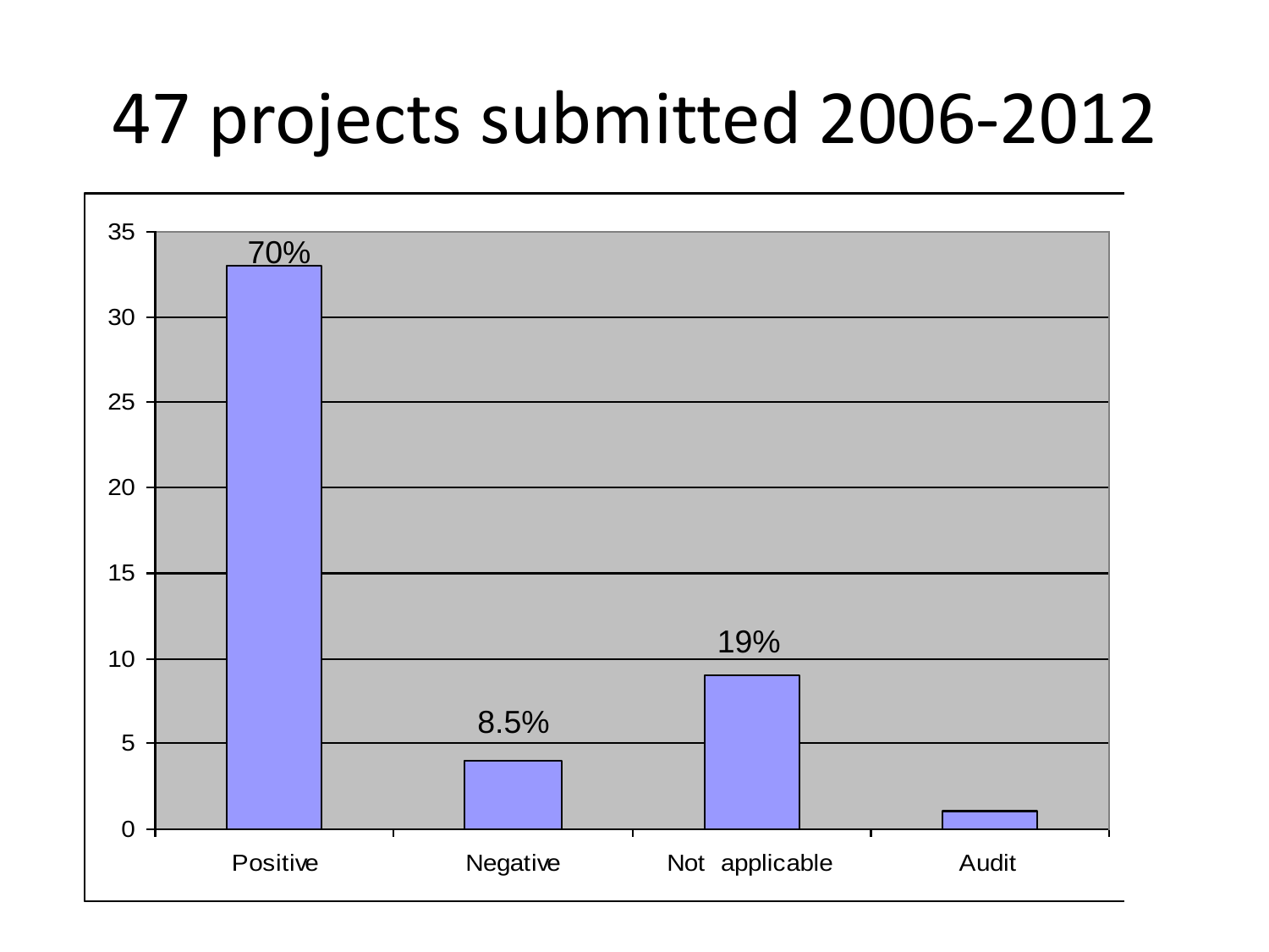# 47 projects submitted 2006-2012

| Category | Count | Percentage |
|---|---|---|
| Positive | 33 | 70% |
| Negative | 4 | 8.5% |
| Not applicable | 9 | 19% |
| Audit | 1 | |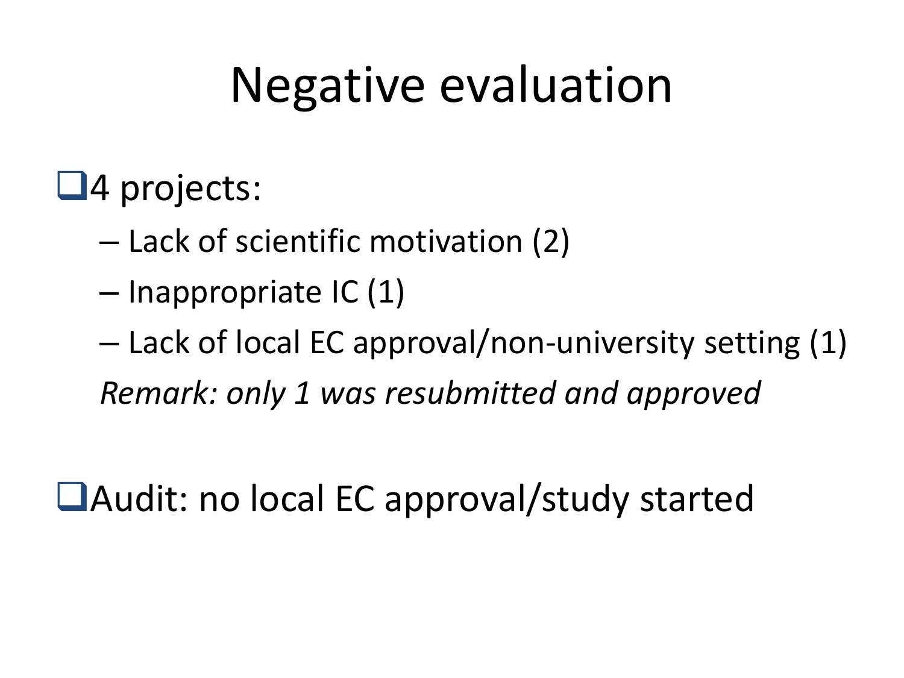# Negative evaluation

- 4 projects:
  - Lack of scientific motivation (2)
  - Inappropriate IC (1)
  - Lack of local EC approval/non-university setting (1)

  *Remark: only 1 was resubmitted and approved*

- Audit: no local EC approval/study started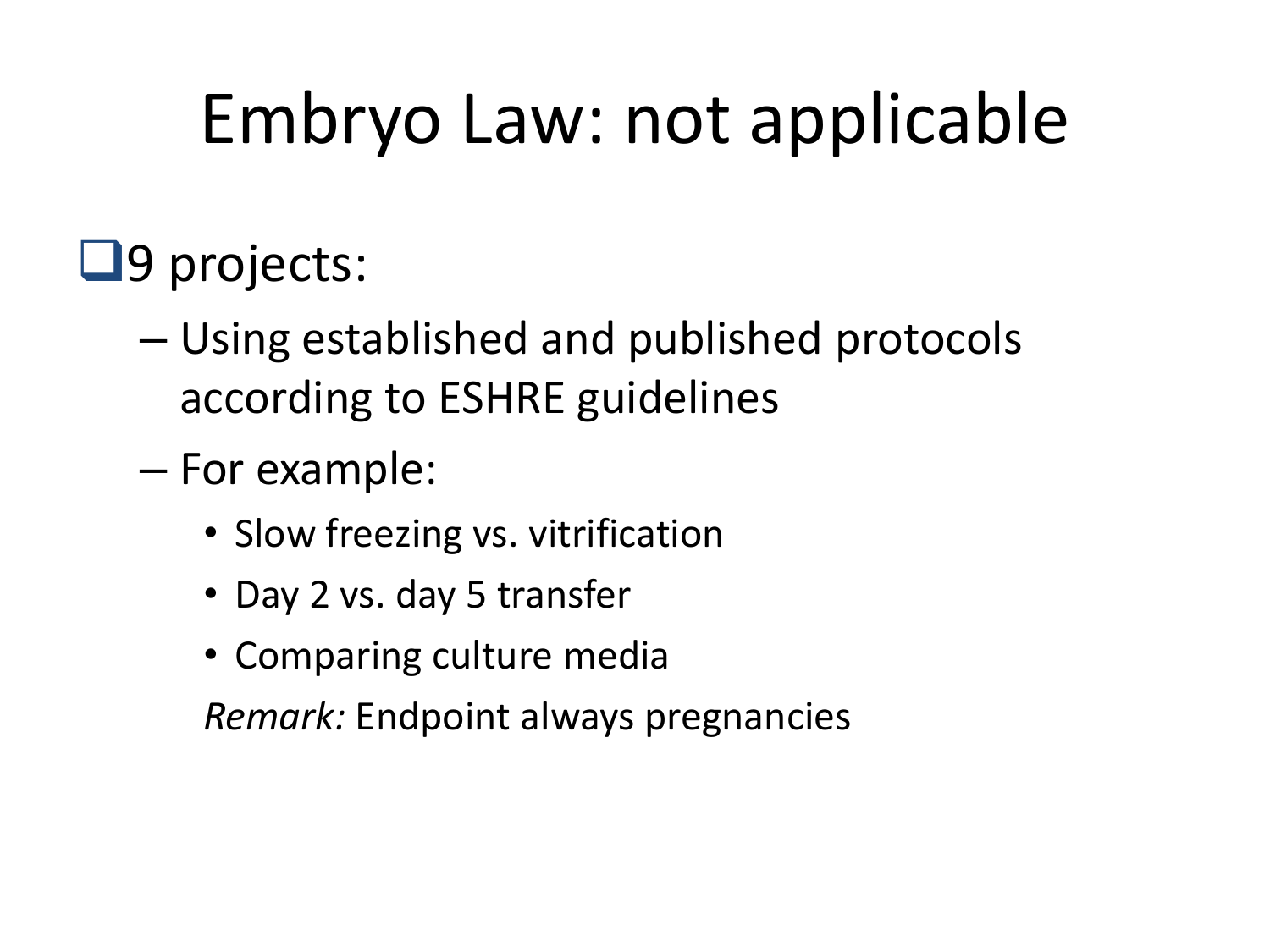# Embryo Law: not applicable

- 9 projects:
  - Using established and published protocols according to ESHRE guidelines
  - For example:
    - Slow freezing vs. vitrification
    - Day 2 vs. day 5 transfer
    - Comparing culture media

    *Remark:* Endpoint always pregnancies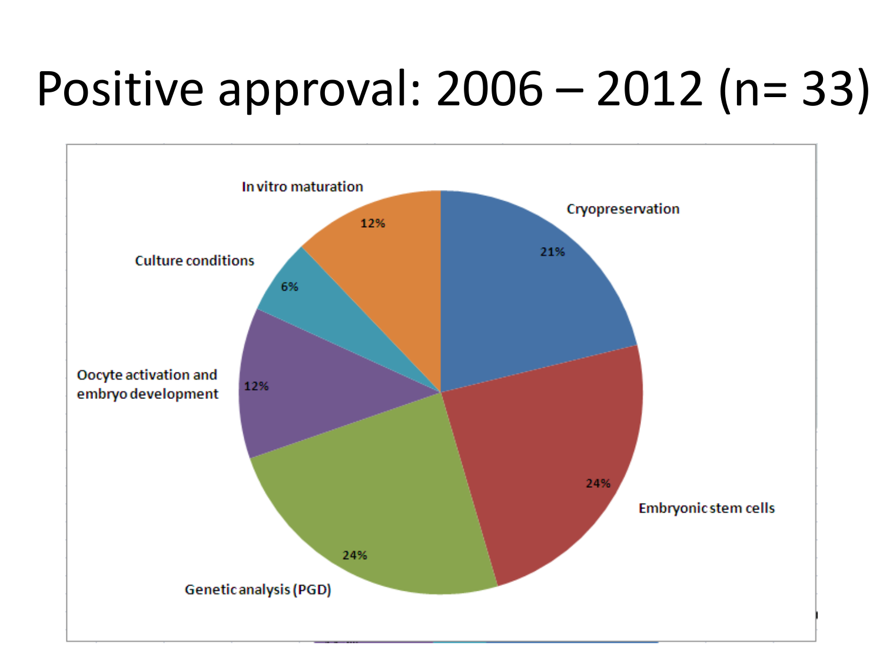# Positive approval: 2006 – 2012 (n= 33)

| Category | Percentage |
| --- | --- |
| Cryopreservation | 21% |
| Embryonic stem cells | 24% |
| Genetic analysis (PGD) | 24% |
| Oocyte activation and embryo development | 12% |
| Culture conditions | 6% |
| In vitro maturation | 12% |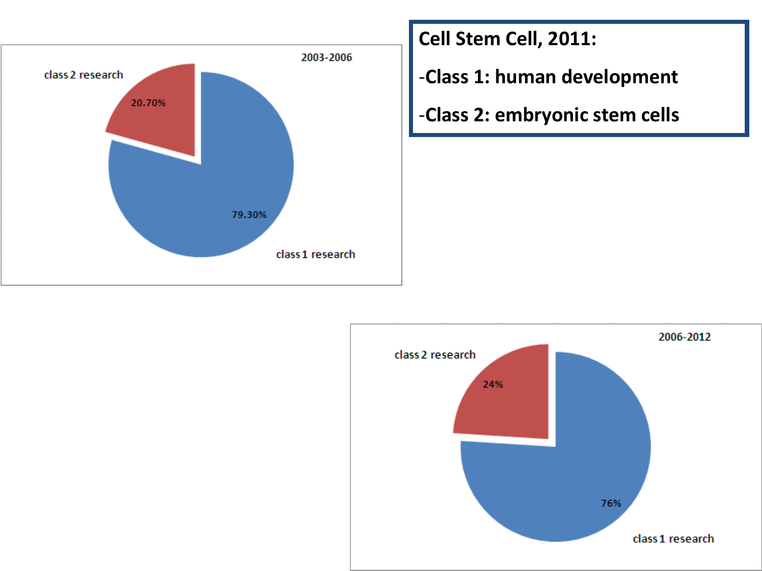**Cell Stem Cell, 2011:**

- **Class 1: human development**
- **Class 2: embryonic stem cells**

2003-2006

| | |
|---|---|
| class 2 research | 20.70% |
| class 1 research | 79.30% |

2006-2012

| | |
|---|---|
| class 2 research | 24% |
| class 1 research | 76% |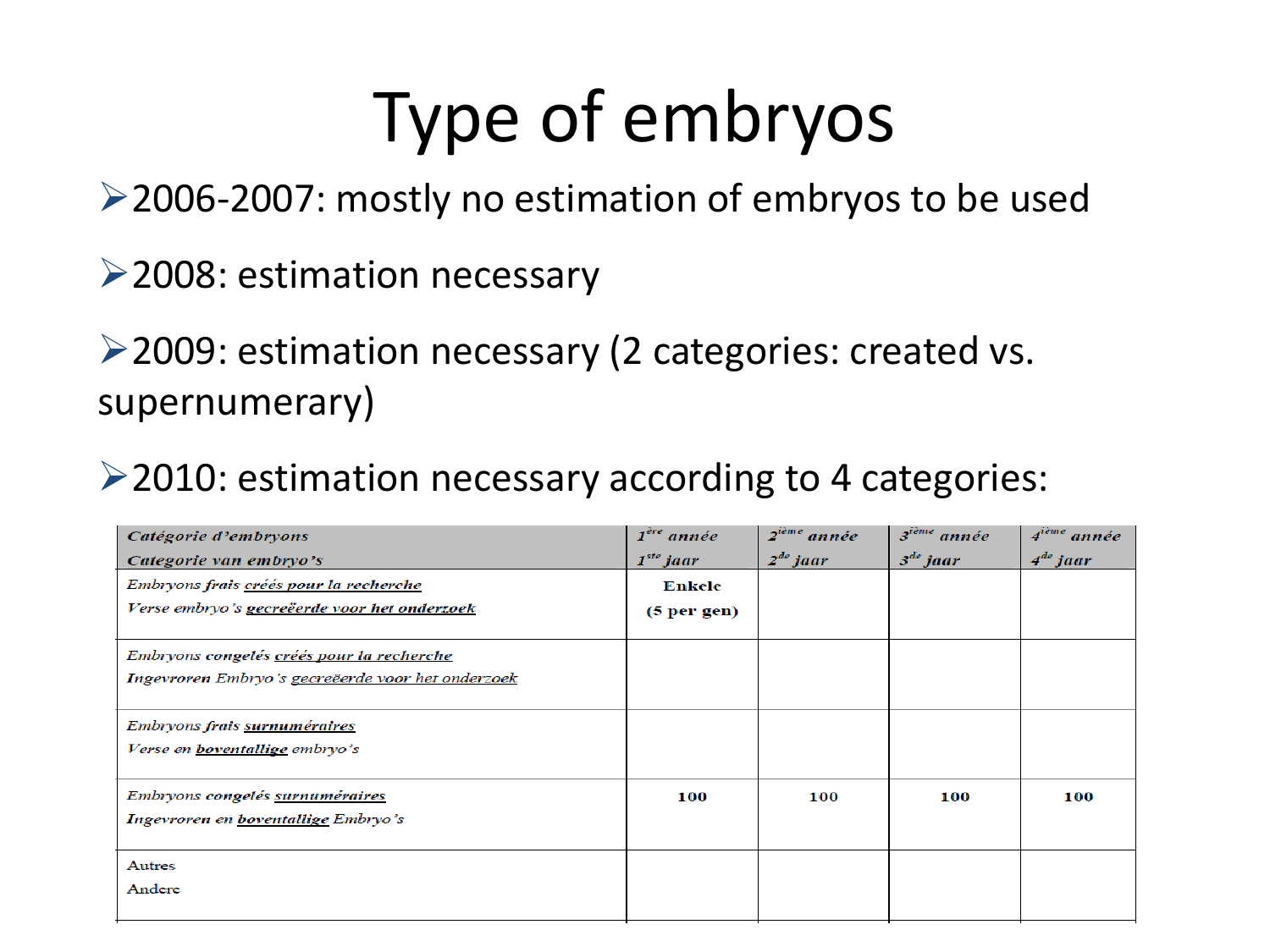# Type of embryos

- 2006-2007: mostly no estimation of embryos to be used
- 2008: estimation necessary
- 2009: estimation necessary (2 categories: created vs. supernumerary)
- 2010: estimation necessary according to 4 categories:

| *Catégorie d'embryons*<br>*Categorie van embryo's* | *1ère année*<br>*1ste jaar* | *2ième année*<br>*2de jaar* | *3ième année*<br>*3de jaar* | *4ième année*<br>*4de jaar* |
|---|---|---|---|---|
| *Embryons frais créés pour la recherche*<br>*Verse embryo's gecreëerde voor het onderzoek* | **Enkele (5 per gen)** | | | |
| *Embryons congelés créés pour la recherche*<br>*Ingevroren Embryo's gecreëerde voor het onderzoek* | | | | |
| *Embryons frais surnuméraires*<br>*Verse en boventallige embryo's* | | | | |
| *Embryons congelés surnuméraires*<br>*Ingevroren en boventallige Embryo's* | **100** | **100** | **100** | **100** |
| Autres<br>Andere | | | | |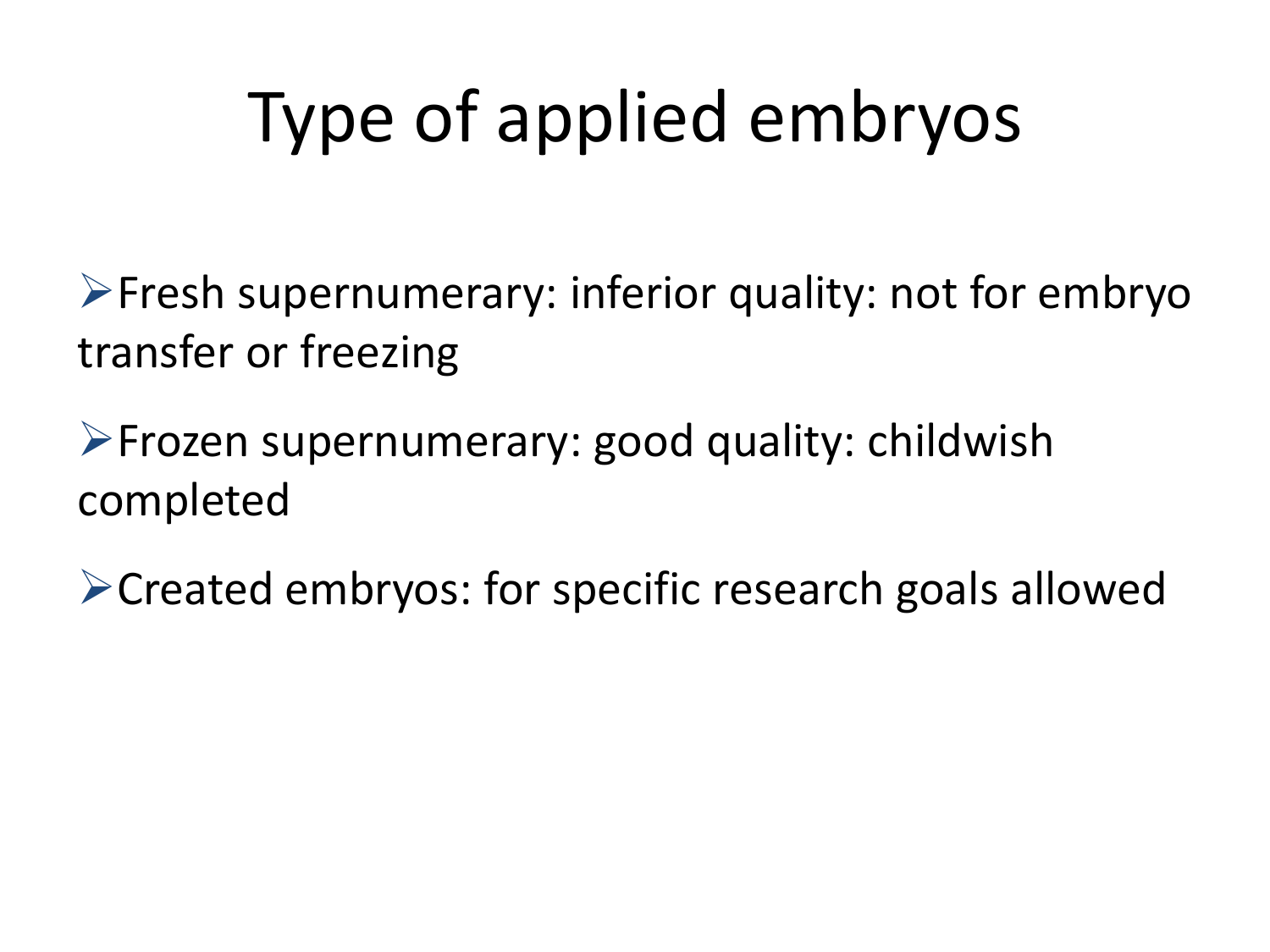# Type of applied embryos

- Fresh supernumerary: inferior quality: not for embryo transfer or freezing
- Frozen supernumerary: good quality: childwish completed
- Created embryos: for specific research goals allowed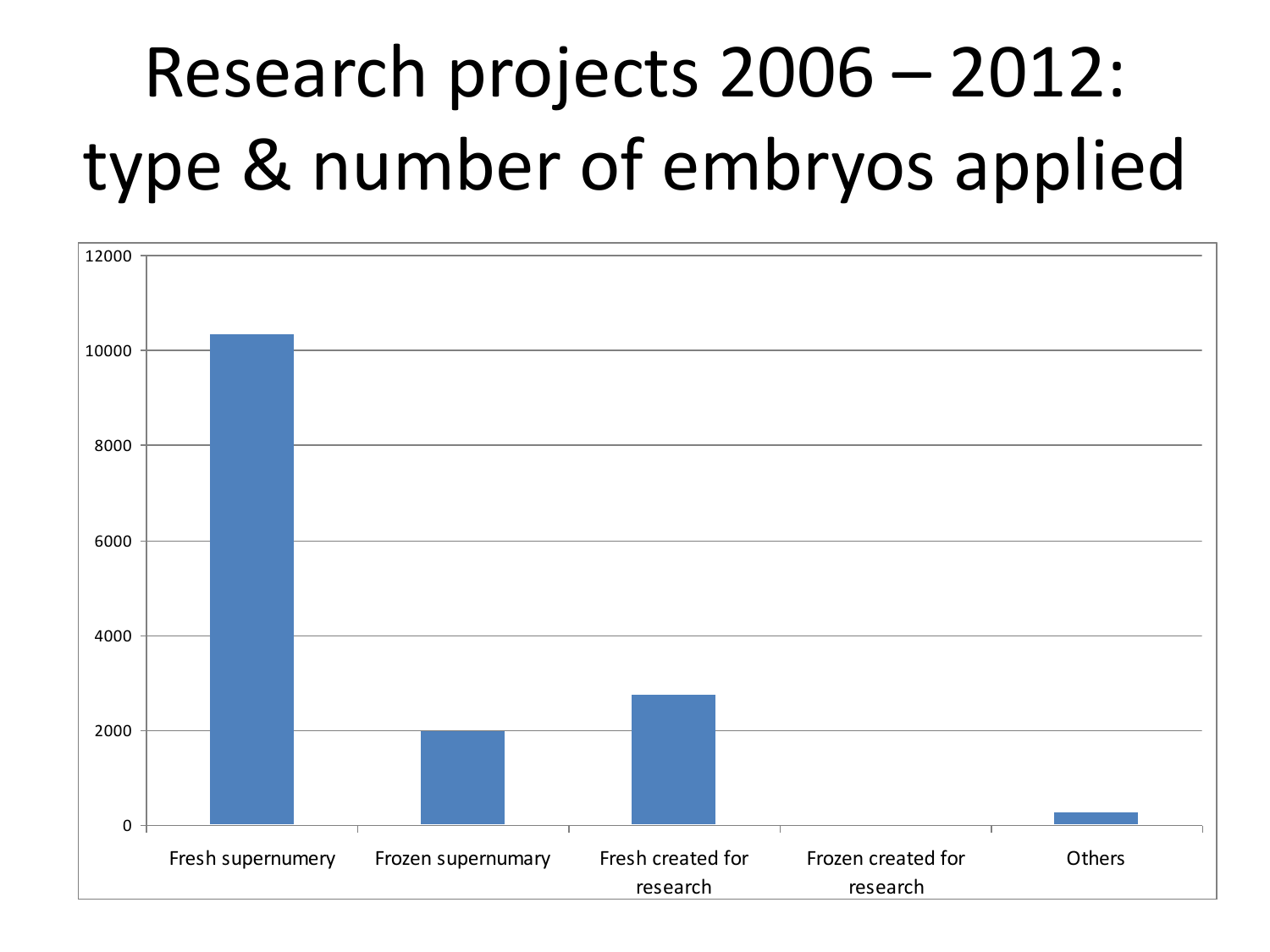# Research projects 2006 – 2012: type & number of embryos applied

| Category | Number of embryos (approx.) |
| --- | --- |
| Fresh supernumery | 10350 |
| Frozen supernumary | 2000 |
| Fresh created for research | 2750 |
| Frozen created for research | 0 |
| Others | 250 |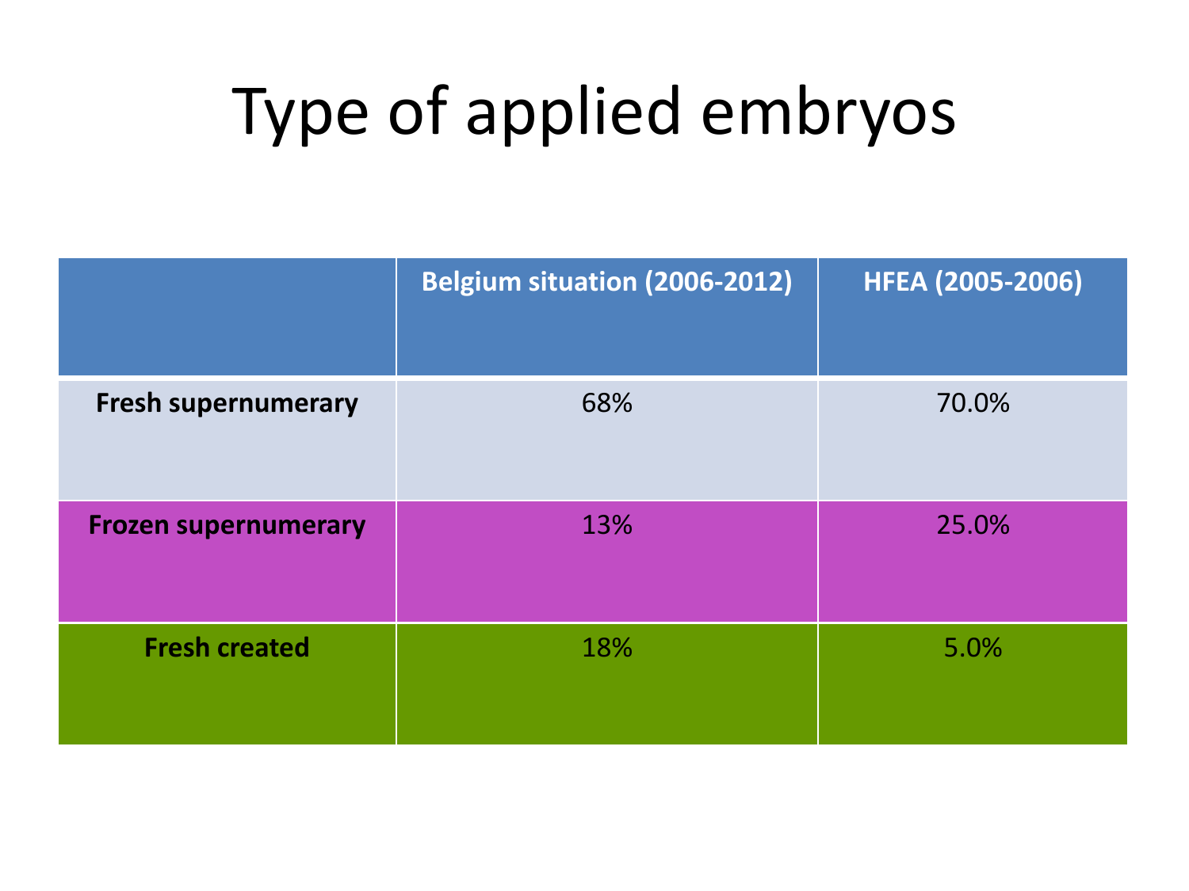# Type of applied embryos

| | Belgium situation (2006-2012) | HFEA (2005-2006) |
|---|---|---|
| **Fresh supernumerary** | 68% | 70.0% |
| **Frozen supernumerary** | 13% | 25.0% |
| **Fresh created** | 18% | 5.0% |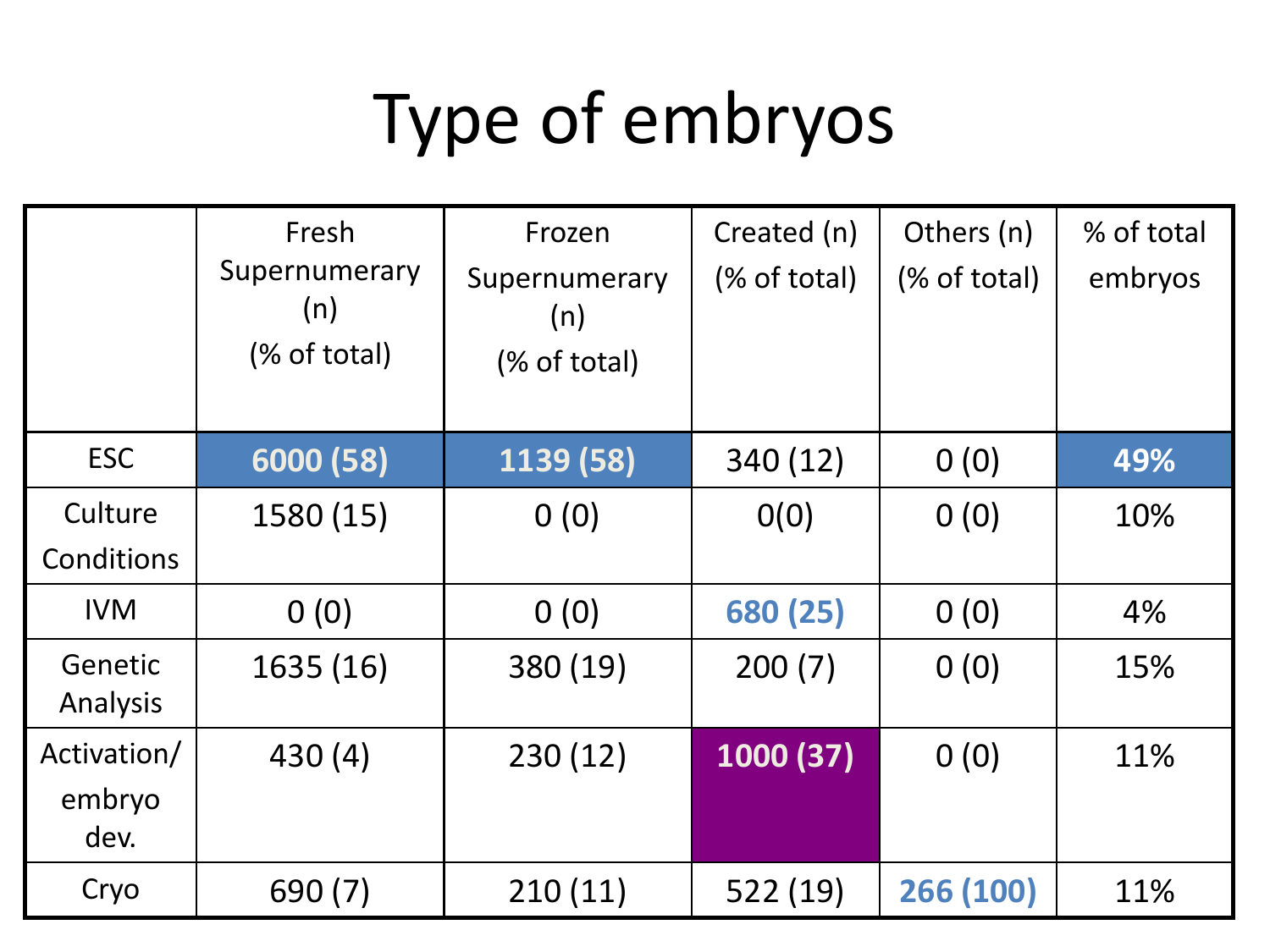# Type of embryos

| | Fresh Supernumerary (n) (% of total) | Frozen Supernumerary (n) (% of total) | Created (n) (% of total) | Others (n) (% of total) | % of total embryos |
|---|---|---|---|---|---|
| ESC | **6000 (58)** | **1139 (58)** | 340 (12) | 0 (0) | **49%** |
| Culture Conditions | 1580 (15) | 0 (0) | 0(0) | 0 (0) | 10% |
| IVM | 0 (0) | 0 (0) | **680 (25)** | 0 (0) | 4% |
| Genetic Analysis | 1635 (16) | 380 (19) | 200 (7) | 0 (0) | 15% |
| Activation/ embryo dev. | 430 (4) | 230 (12) | **1000 (37)** | 0 (0) | 11% |
| Cryo | 690 (7) | 210 (11) | 522 (19) | **266 (100)** | 11% |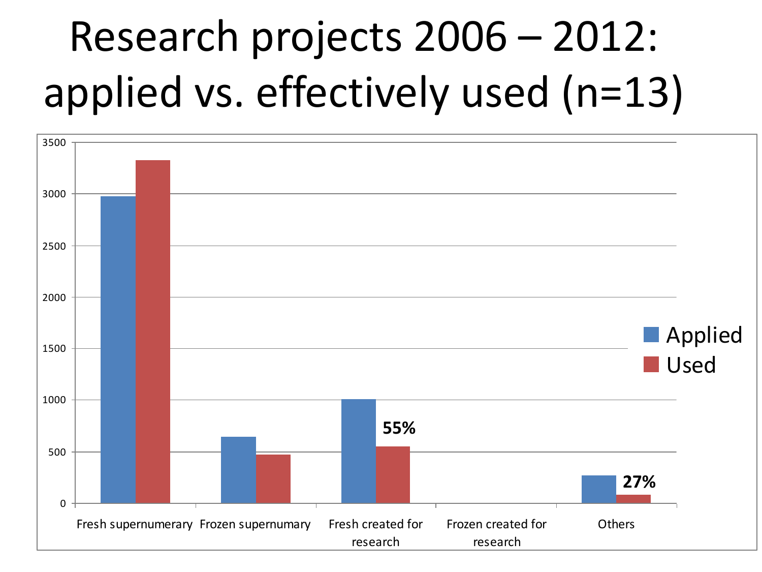# Research projects 2006 – 2012: applied vs. effectively used (n=13)

3500
3000
2500
2000
1500
1000
500
0

55%

27%

Applied
Used

Fresh supernumerary | Frozen supernumary | Fresh created for research | Frozen created for research | Others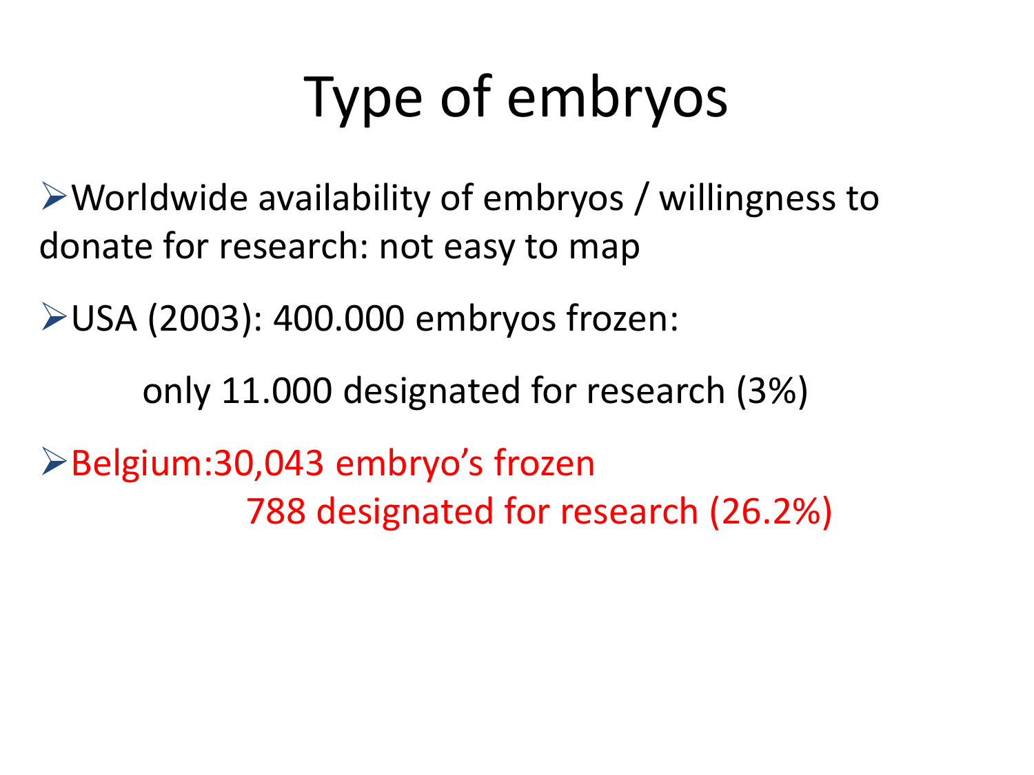# Type of embryos

- Worldwide availability of embryos / willingness to donate for research: not easy to map
- USA (2003): 400.000 embryos frozen:

  only 11.000 designated for research (3%)
- Belgium:30,043 embryo's frozen

  788 designated for research (26.2%)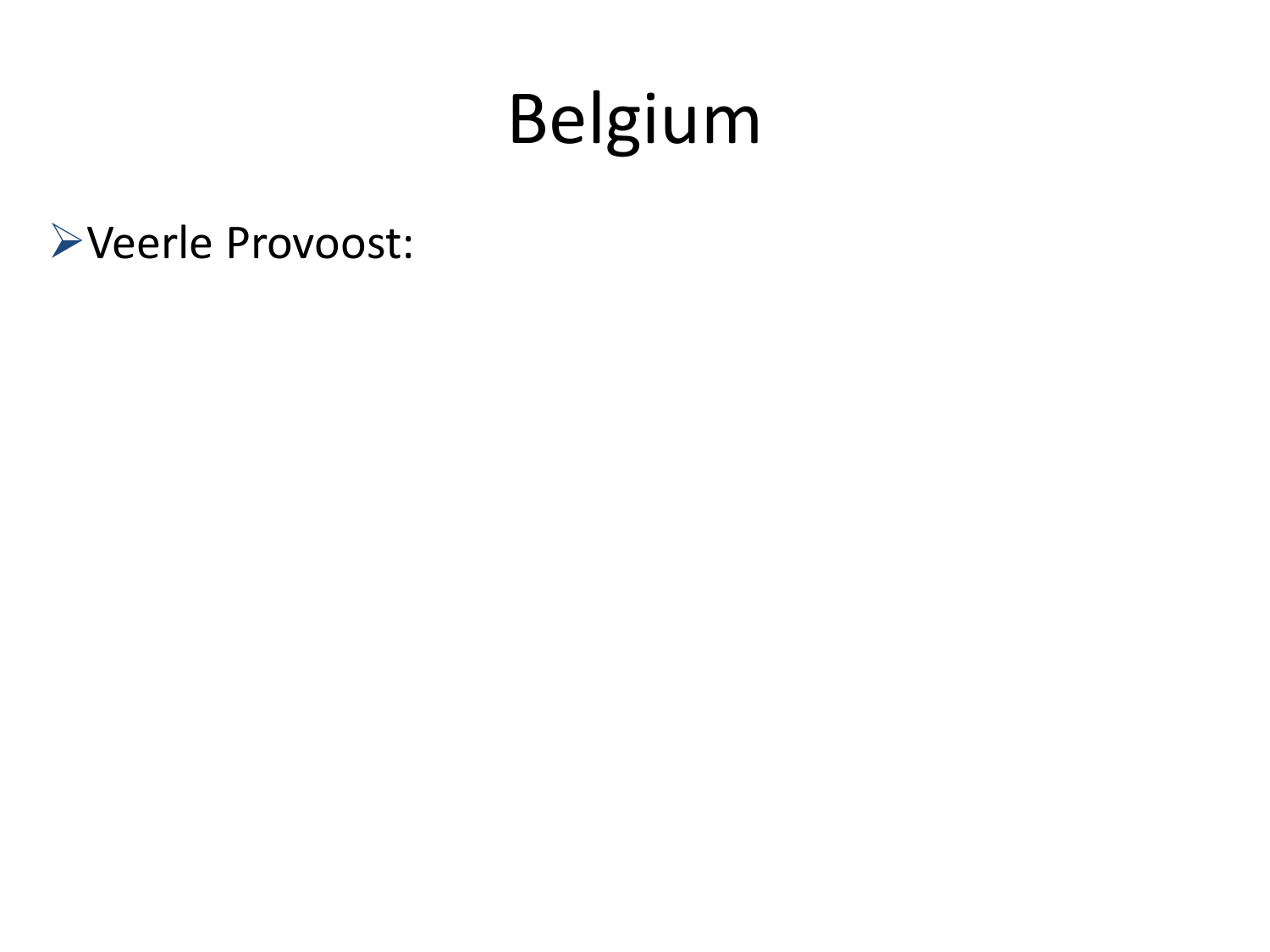# Belgium

- Veerle Provoost: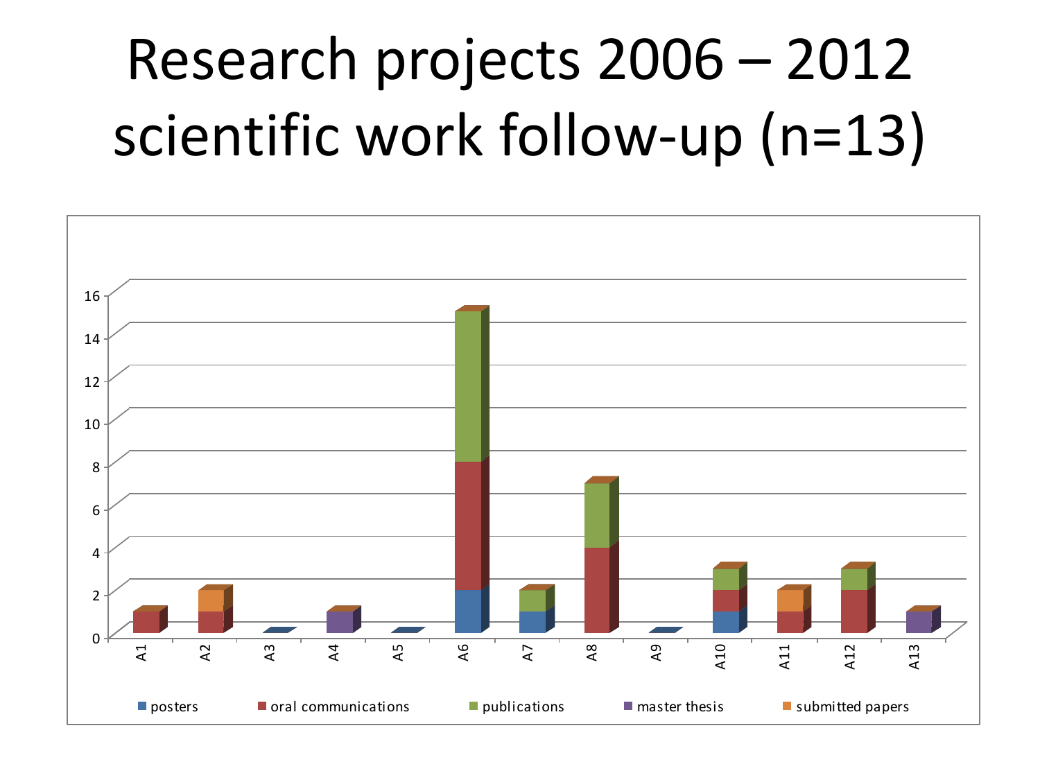# Research projects 2006 – 2012 scientific work follow-up (n=13)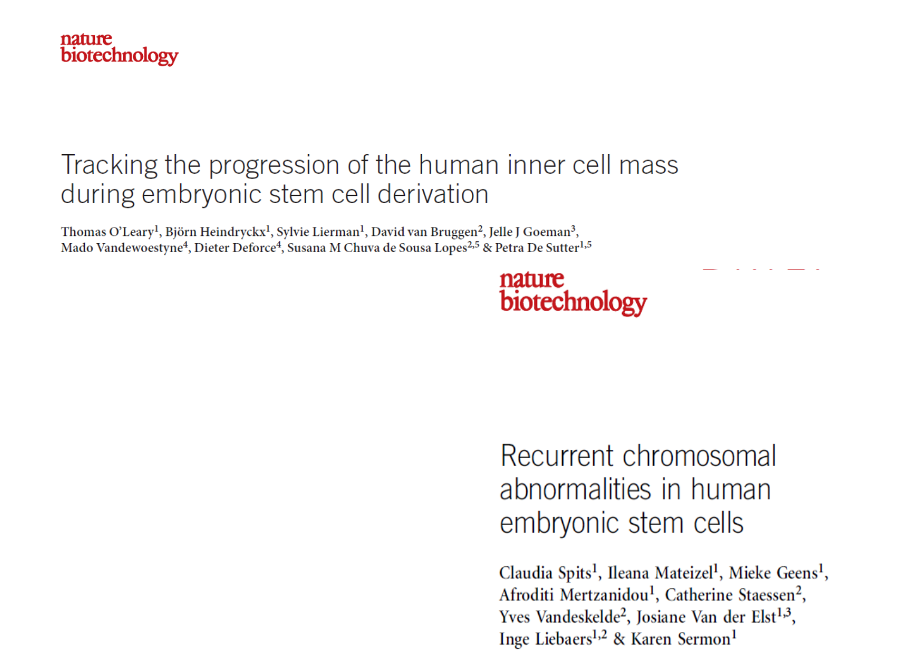nature biotechnology

# Tracking the progression of the human inner cell mass during embryonic stem cell derivation

Thomas O'Leary[1], Björn Heindryckx[1], Sylvie Lierman[1], David van Bruggen[2], Jelle J Goeman[3], Mado Vandewoestyne[4], Dieter Deforce[4], Susana M Chuva de Sousa Lopes[2,5] & Petra De Sutter[1,5]

nature biotechnology

# Recurrent chromosomal abnormalities in human embryonic stem cells

Claudia Spits[1], Ileana Mateizel[1], Mieke Geens[1], Afroditi Mertzanidou[1], Catherine Staessen[2], Yves Vandeskelde[2], Josiane Van der Elst[1,3], Inge Liebaers[1,2] & Karen Sermon[1]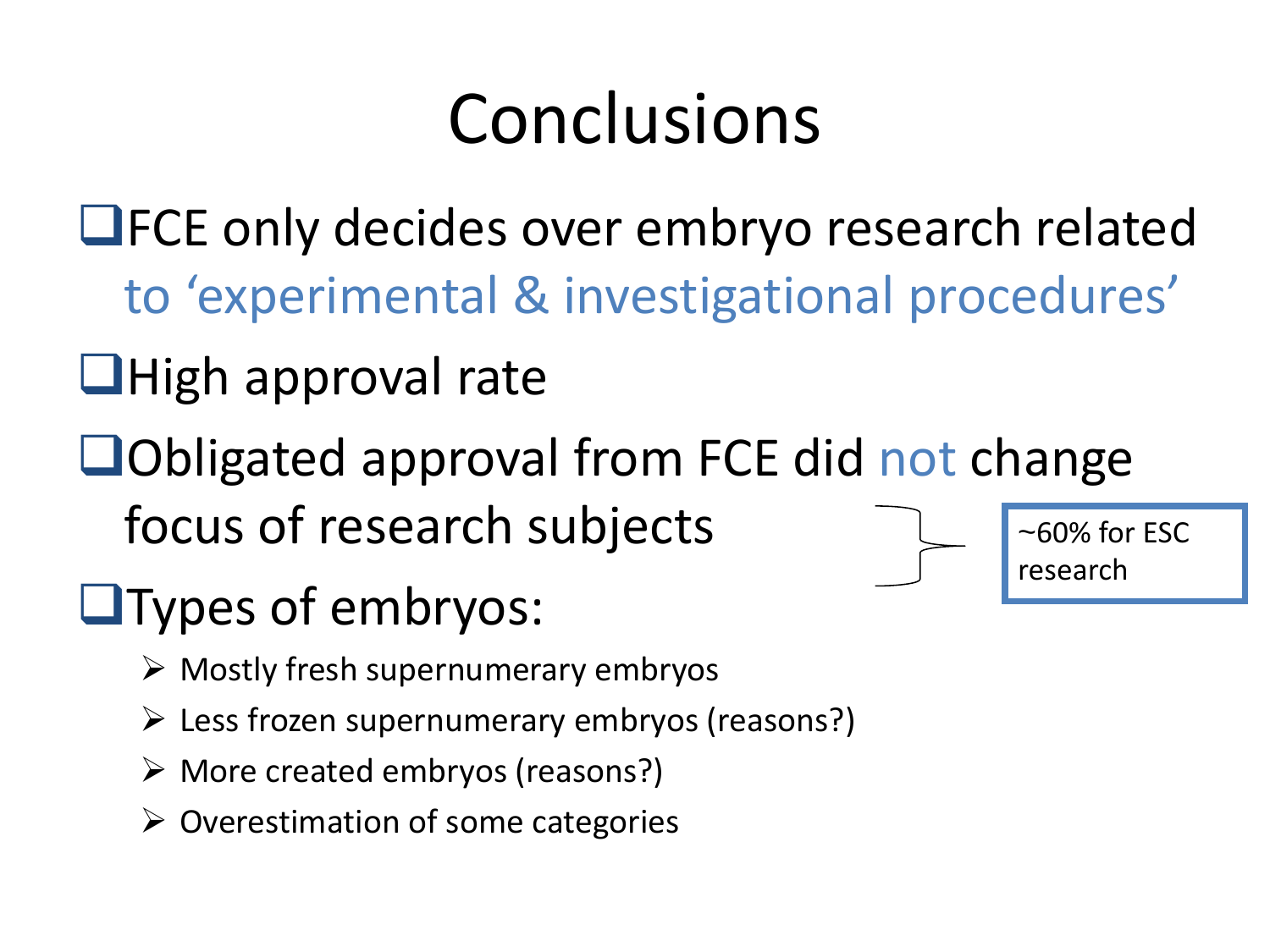# Conclusions

- FCE only decides over embryo research related to 'experimental & investigational procedures'
- High approval rate
- Obligated approval from FCE did not change focus of research subjects
  - ~60% for ESC research
- Types of embryos:
  - Mostly fresh supernumerary embryos
  - Less frozen supernumerary embryos (reasons?)
  - More created embryos (reasons?)
  - Overestimation of some categories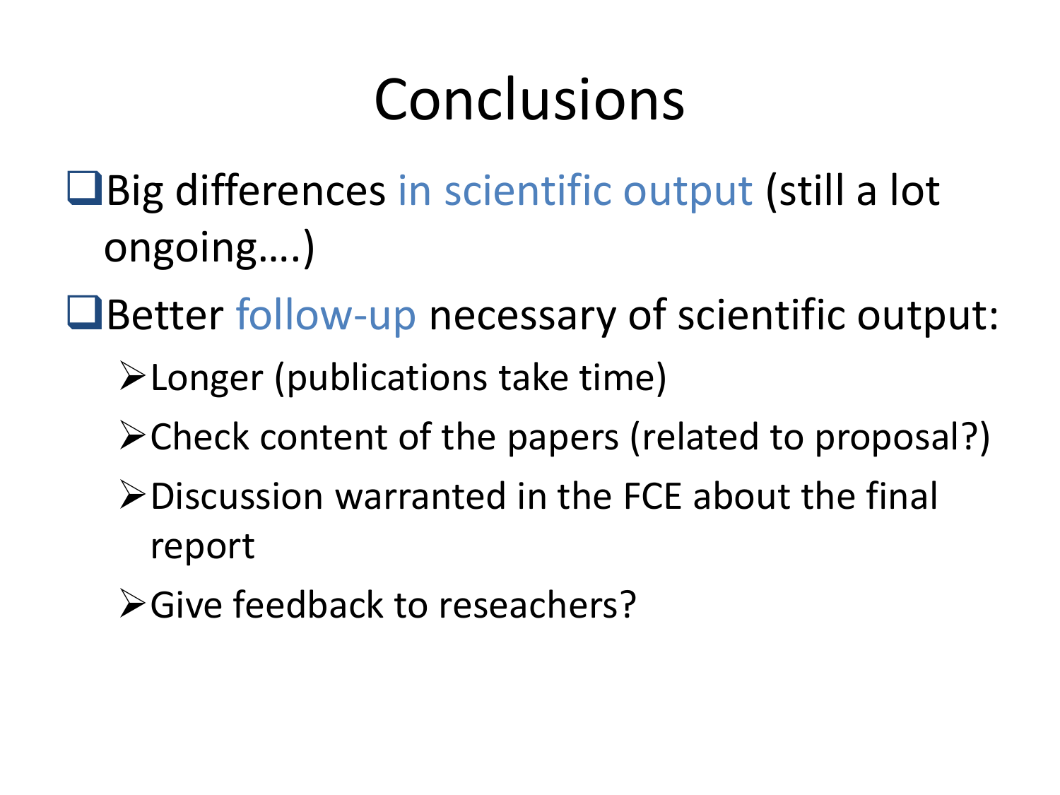# Conclusions

- Big differences in scientific output (still a lot ongoing….)
- Better follow-up necessary of scientific output:
  - Longer (publications take time)
  - Check content of the papers (related to proposal?)
  - Discussion warranted in the FCE about the final report
  - Give feedback to reseachers?